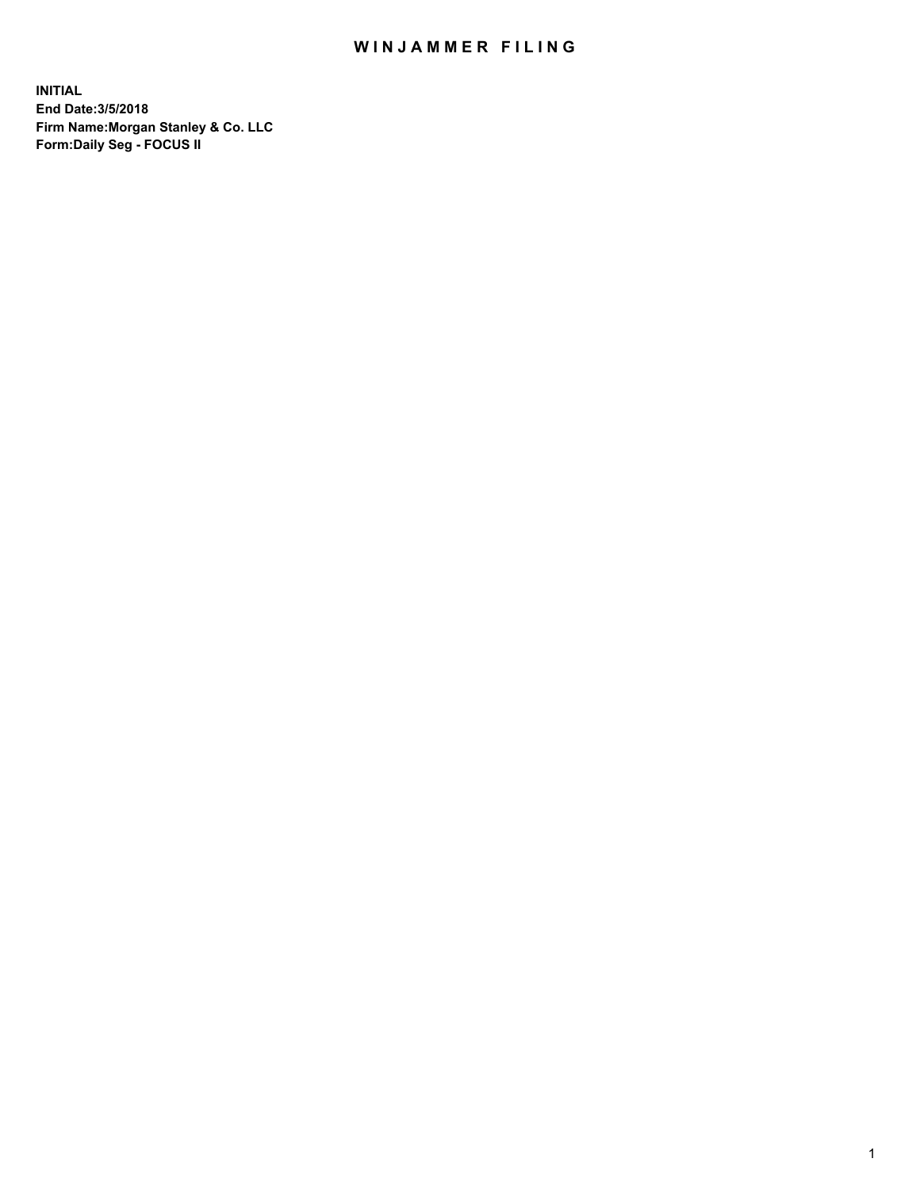# WINJAMMER FILING

**INITIAL**
**End Date:3/5/2018**
**Firm Name:Morgan Stanley & Co. LLC**
**Form:Daily Seg - FOCUS II**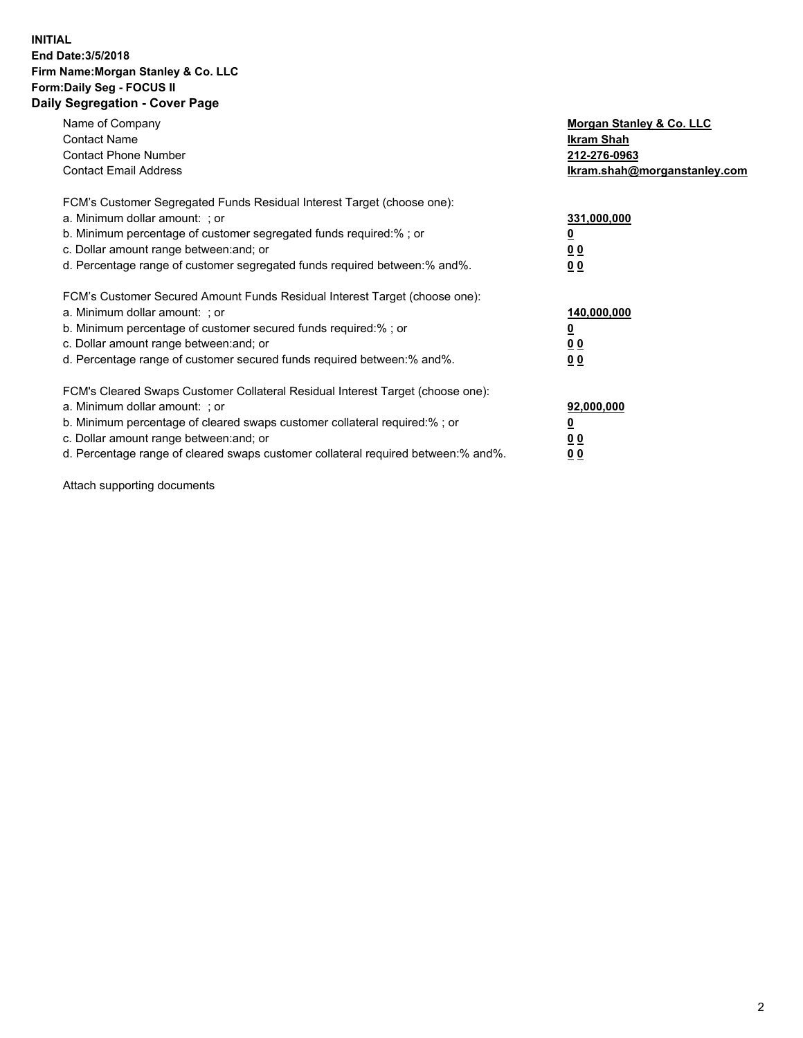**INITIAL**
**End Date:3/5/2018**
**Firm Name:Morgan Stanley & Co. LLC**
**Form:Daily Seg - FOCUS II**
## Daily Segregation - Cover Page

| | |
|---|---|
| Name of Company | **Morgan Stanley & Co. LLC** |
| Contact Name | **Ikram Shah** |
| Contact Phone Number | **212-276-0963** |
| Contact Email Address | **Ikram.shah@morganstanley.com** |

FCM's Customer Segregated Funds Residual Interest Target (choose one):

| | |
|---|---|
| a. Minimum dollar amount: ; or | **331,000,000** |
| b. Minimum percentage of customer segregated funds required:% ; or | **0** |
| c. Dollar amount range between:and; or | **0 0** |
| d. Percentage range of customer segregated funds required between:% and%. | **0 0** |

FCM's Customer Secured Amount Funds Residual Interest Target (choose one):

| | |
|---|---|
| a. Minimum dollar amount: ; or | **140,000,000** |
| b. Minimum percentage of customer secured funds required:% ; or | **0** |
| c. Dollar amount range between:and; or | **0 0** |
| d. Percentage range of customer secured funds required between:% and%. | **0 0** |

FCM's Cleared Swaps Customer Collateral Residual Interest Target (choose one):

| | |
|---|---|
| a. Minimum dollar amount: ; or | **92,000,000** |
| b. Minimum percentage of cleared swaps customer collateral required:% ; or | **0** |
| c. Dollar amount range between:and; or | **0 0** |
| d. Percentage range of cleared swaps customer collateral required between:% and%. | **0 0** |

Attach supporting documents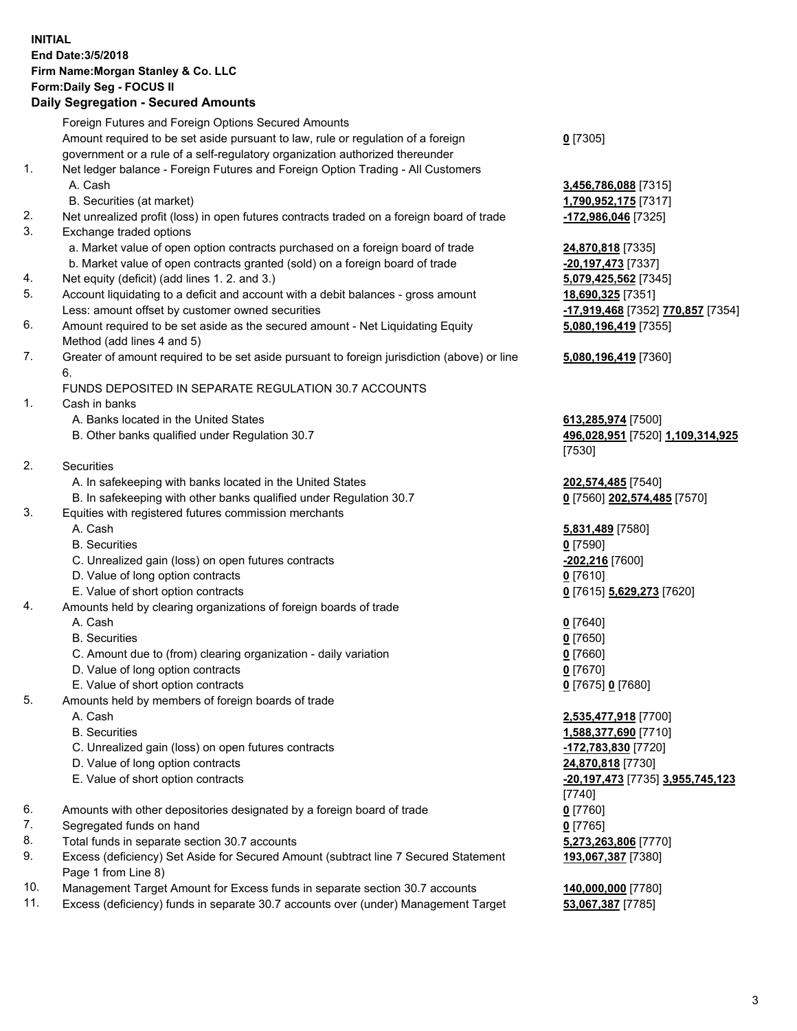**INITIAL**
**End Date:3/5/2018**
**Firm Name:Morgan Stanley & Co. LLC**
**Form:Daily Seg - FOCUS II**
**Daily Segregation - Secured Amounts**

| | | |
|---|---|---|
| | Foreign Futures and Foreign Options Secured Amounts | |
| | Amount required to be set aside pursuant to law, rule or regulation of a foreign government or a rule of a self-regulatory organization authorized thereunder | **0** [7305] |
| 1. | Net ledger balance - Foreign Futures and Foreign Option Trading - All Customers | |
| | A. Cash | **3,456,786,088** [7315] |
| | B. Securities (at market) | **1,790,952,175** [7317] |
| 2. | Net unrealized profit (loss) in open futures contracts traded on a foreign board of trade | **-172,986,046** [7325] |
| 3. | Exchange traded options | |
| | a. Market value of open option contracts purchased on a foreign board of trade | **24,870,818** [7335] |
| | b. Market value of open contracts granted (sold) on a foreign board of trade | **-20,197,473** [7337] |
| 4. | Net equity (deficit) (add lines 1. 2. and 3.) | **5,079,425,562** [7345] |
| 5. | Account liquidating to a deficit and account with a debit balances - gross amount | **18,690,325** [7351] |
| | Less: amount offset by customer owned securities | **-17,919,468** [7352] **770,857** [7354] |
| 6. | Amount required to be set aside as the secured amount - Net Liquidating Equity Method (add lines 4 and 5) | **5,080,196,419** [7355] |
| 7. | Greater of amount required to be set aside pursuant to foreign jurisdiction (above) or line 6. | **5,080,196,419** [7360] |
| | FUNDS DEPOSITED IN SEPARATE REGULATION 30.7 ACCOUNTS | |
| 1. | Cash in banks | |
| | A. Banks located in the United States | **613,285,974** [7500] |
| | B. Other banks qualified under Regulation 30.7 | **496,028,951** [7520] **1,109,314,925** [7530] |
| 2. | Securities | |
| | A. In safekeeping with banks located in the United States | **202,574,485** [7540] |
| | B. In safekeeping with other banks qualified under Regulation 30.7 | **0** [7560] **202,574,485** [7570] |
| 3. | Equities with registered futures commission merchants | |
| | A. Cash | **5,831,489** [7580] |
| | B. Securities | **0** [7590] |
| | C. Unrealized gain (loss) on open futures contracts | **-202,216** [7600] |
| | D. Value of long option contracts | **0** [7610] |
| | E. Value of short option contracts | **0** [7615] **5,629,273** [7620] |
| 4. | Amounts held by clearing organizations of foreign boards of trade | |
| | A. Cash | **0** [7640] |
| | B. Securities | **0** [7650] |
| | C. Amount due to (from) clearing organization - daily variation | **0** [7660] |
| | D. Value of long option contracts | **0** [7670] |
| | E. Value of short option contracts | **0** [7675] **0** [7680] |
| 5. | Amounts held by members of foreign boards of trade | |
| | A. Cash | **2,535,477,918** [7700] |
| | B. Securities | **1,588,377,690** [7710] |
| | C. Unrealized gain (loss) on open futures contracts | **-172,783,830** [7720] |
| | D. Value of long option contracts | **24,870,818** [7730] |
| | E. Value of short option contracts | **-20,197,473** [7735] **3,955,745,123** [7740] |
| 6. | Amounts with other depositories designated by a foreign board of trade | **0** [7760] |
| 7. | Segregated funds on hand | **0** [7765] |
| 8. | Total funds in separate section 30.7 accounts | **5,273,263,806** [7770] |
| 9. | Excess (deficiency) Set Aside for Secured Amount (subtract line 7 Secured Statement Page 1 from Line 8) | **193,067,387** [7380] |
| 10. | Management Target Amount for Excess funds in separate section 30.7 accounts | **140,000,000** [7780] |
| 11. | Excess (deficiency) funds in separate 30.7 accounts over (under) Management Target | **53,067,387** [7785] |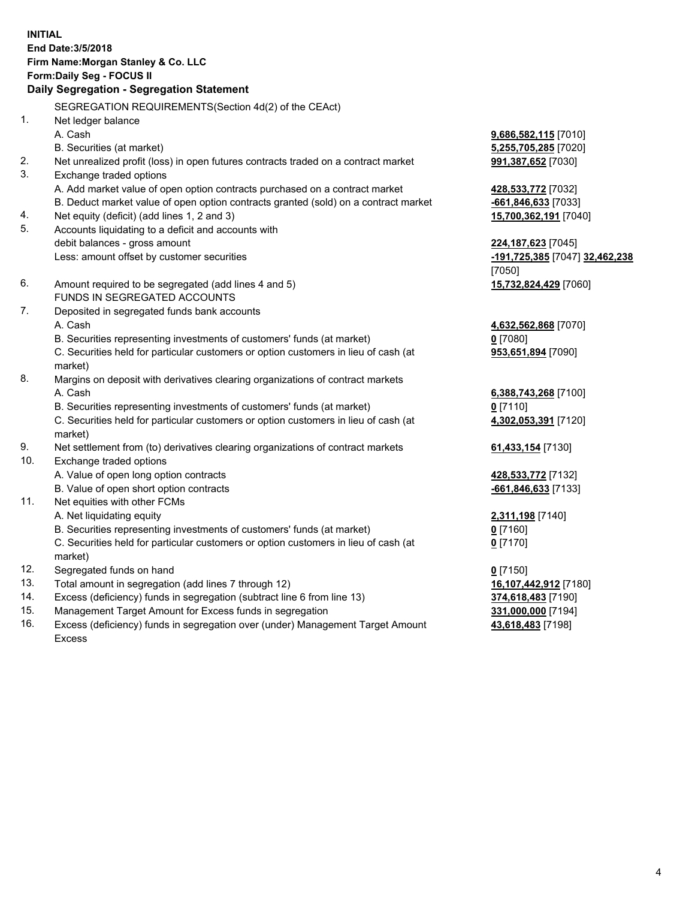**INITIAL**
**End Date:3/5/2018**
**Firm Name:Morgan Stanley & Co. LLC**
**Form:Daily Seg - FOCUS II**
**Daily Segregation - Segregation Statement**

SEGREGATION REQUIREMENTS(Section 4d(2) of the CEAct)

| | | |
|---|---|---|
| 1. | Net ledger balance | |
| | A. Cash | **9,686,582,115** [7010] |
| | B. Securities (at market) | **5,255,705,285** [7020] |
| 2. | Net unrealized profit (loss) in open futures contracts traded on a contract market | **991,387,652** [7030] |
| 3. | Exchange traded options | |
| | A. Add market value of open option contracts purchased on a contract market | **428,533,772** [7032] |
| | B. Deduct market value of open option contracts granted (sold) on a contract market | **-661,846,633** [7033] |
| 4. | Net equity (deficit) (add lines 1, 2 and 3) | **15,700,362,191** [7040] |
| 5. | Accounts liquidating to a deficit and accounts with debit balances - gross amount | **224,187,623** [7045] |
| | Less: amount offset by customer securities | **-191,725,385** [7047] **32,462,238** [7050] |
| 6. | Amount required to be segregated (add lines 4 and 5) | **15,732,824,429** [7060] |
| | FUNDS IN SEGREGATED ACCOUNTS | |
| 7. | Deposited in segregated funds bank accounts | |
| | A. Cash | **4,632,562,868** [7070] |
| | B. Securities representing investments of customers' funds (at market) | **0** [7080] |
| | C. Securities held for particular customers or option customers in lieu of cash (at market) | **953,651,894** [7090] |
| 8. | Margins on deposit with derivatives clearing organizations of contract markets | |
| | A. Cash | **6,388,743,268** [7100] |
| | B. Securities representing investments of customers' funds (at market) | **0** [7110] |
| | C. Securities held for particular customers or option customers in lieu of cash (at market) | **4,302,053,391** [7120] |
| 9. | Net settlement from (to) derivatives clearing organizations of contract markets | **61,433,154** [7130] |
| 10. | Exchange traded options | |
| | A. Value of open long option contracts | **428,533,772** [7132] |
| | B. Value of open short option contracts | **-661,846,633** [7133] |
| 11. | Net equities with other FCMs | |
| | A. Net liquidating equity | **2,311,198** [7140] |
| | B. Securities representing investments of customers' funds (at market) | **0** [7160] |
| | C. Securities held for particular customers or option customers in lieu of cash (at market) | **0** [7170] |
| 12. | Segregated funds on hand | **0** [7150] |
| 13. | Total amount in segregation (add lines 7 through 12) | **16,107,442,912** [7180] |
| 14. | Excess (deficiency) funds in segregation (subtract line 6 from line 13) | **374,618,483** [7190] |
| 15. | Management Target Amount for Excess funds in segregation | **331,000,000** [7194] |
| 16. | Excess (deficiency) funds in segregation over (under) Management Target Amount Excess | **43,618,483** [7198] |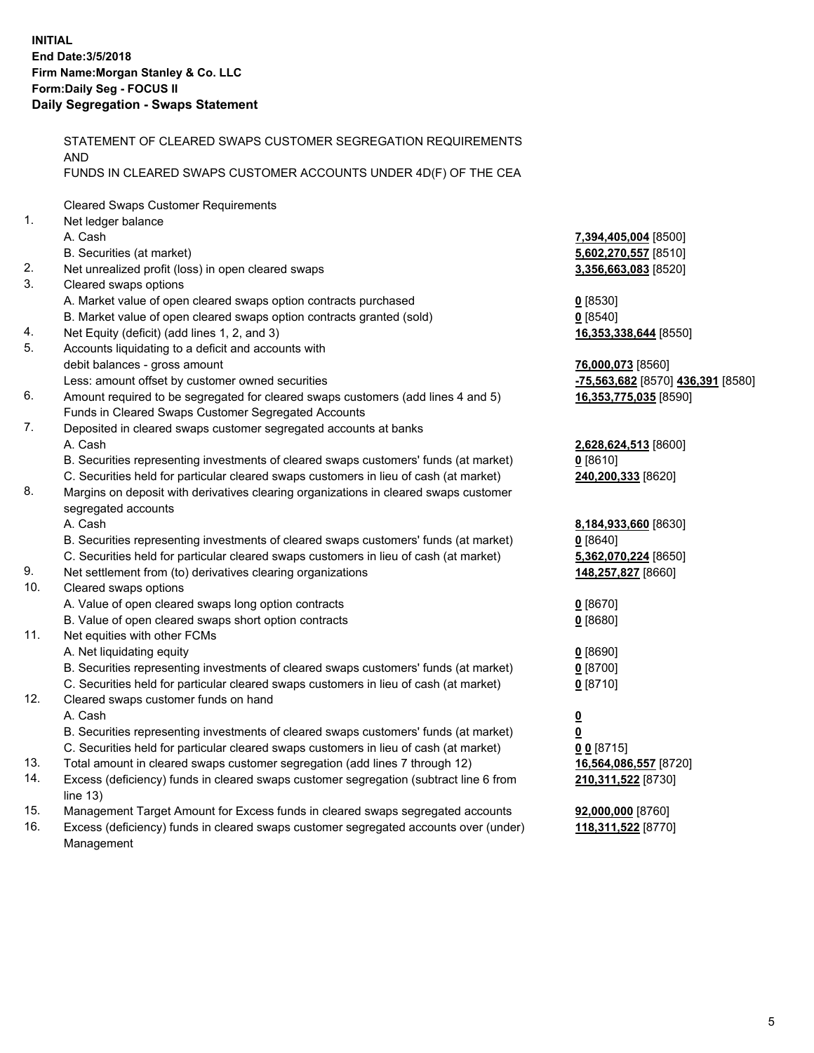**INITIAL**
**End Date:3/5/2018**
**Firm Name:Morgan Stanley & Co. LLC**
**Form:Daily Seg - FOCUS II**
**Daily Segregation - Swaps Statement**

STATEMENT OF CLEARED SWAPS CUSTOMER SEGREGATION REQUIREMENTS AND FUNDS IN CLEARED SWAPS CUSTOMER ACCOUNTS UNDER 4D(F) OF THE CEA

| | | |
|---|---|---|
| | Cleared Swaps Customer Requirements | |
| 1. | Net ledger balance | |
| | A. Cash | **7,394,405,004** [8500] |
| | B. Securities (at market) | **5,602,270,557** [8510] |
| 2. | Net unrealized profit (loss) in open cleared swaps | **3,356,663,083** [8520] |
| 3. | Cleared swaps options | |
| | A. Market value of open cleared swaps option contracts purchased | **0** [8530] |
| | B. Market value of open cleared swaps option contracts granted (sold) | **0** [8540] |
| 4. | Net Equity (deficit) (add lines 1, 2, and 3) | **16,353,338,644** [8550] |
| 5. | Accounts liquidating to a deficit and accounts with debit balances - gross amount | **76,000,073** [8560] |
| | Less: amount offset by customer owned securities | **-75,563,682** [8570] **436,391** [8580] |
| 6. | Amount required to be segregated for cleared swaps customers (add lines 4 and 5) | **16,353,775,035** [8590] |
| | Funds in Cleared Swaps Customer Segregated Accounts | |
| 7. | Deposited in cleared swaps customer segregated accounts at banks | |
| | A. Cash | **2,628,624,513** [8600] |
| | B. Securities representing investments of cleared swaps customers' funds (at market) | **0** [8610] |
| | C. Securities held for particular cleared swaps customers in lieu of cash (at market) | **240,200,333** [8620] |
| 8. | Margins on deposit with derivatives clearing organizations in cleared swaps customer segregated accounts | |
| | A. Cash | **8,184,933,660** [8630] |
| | B. Securities representing investments of cleared swaps customers' funds (at market) | **0** [8640] |
| | C. Securities held for particular cleared swaps customers in lieu of cash (at market) | **5,362,070,224** [8650] |
| 9. | Net settlement from (to) derivatives clearing organizations | **148,257,827** [8660] |
| 10. | Cleared swaps options | |
| | A. Value of open cleared swaps long option contracts | **0** [8670] |
| | B. Value of open cleared swaps short option contracts | **0** [8680] |
| 11. | Net equities with other FCMs | |
| | A. Net liquidating equity | **0** [8690] |
| | B. Securities representing investments of cleared swaps customers' funds (at market) | **0** [8700] |
| | C. Securities held for particular cleared swaps customers in lieu of cash (at market) | **0** [8710] |
| 12. | Cleared swaps customer funds on hand | |
| | A. Cash | **0** |
| | B. Securities representing investments of cleared swaps customers' funds (at market) | **0** |
| | C. Securities held for particular cleared swaps customers in lieu of cash (at market) | **0** **0** [8715] |
| 13. | Total amount in cleared swaps customer segregation (add lines 7 through 12) | **16,564,086,557** [8720] |
| 14. | Excess (deficiency) funds in cleared swaps customer segregation (subtract line 6 from line 13) | **210,311,522** [8730] |
| 15. | Management Target Amount for Excess funds in cleared swaps segregated accounts | **92,000,000** [8760] |
| 16. | Excess (deficiency) funds in cleared swaps customer segregated accounts over (under) Management | **118,311,522** [8770] |